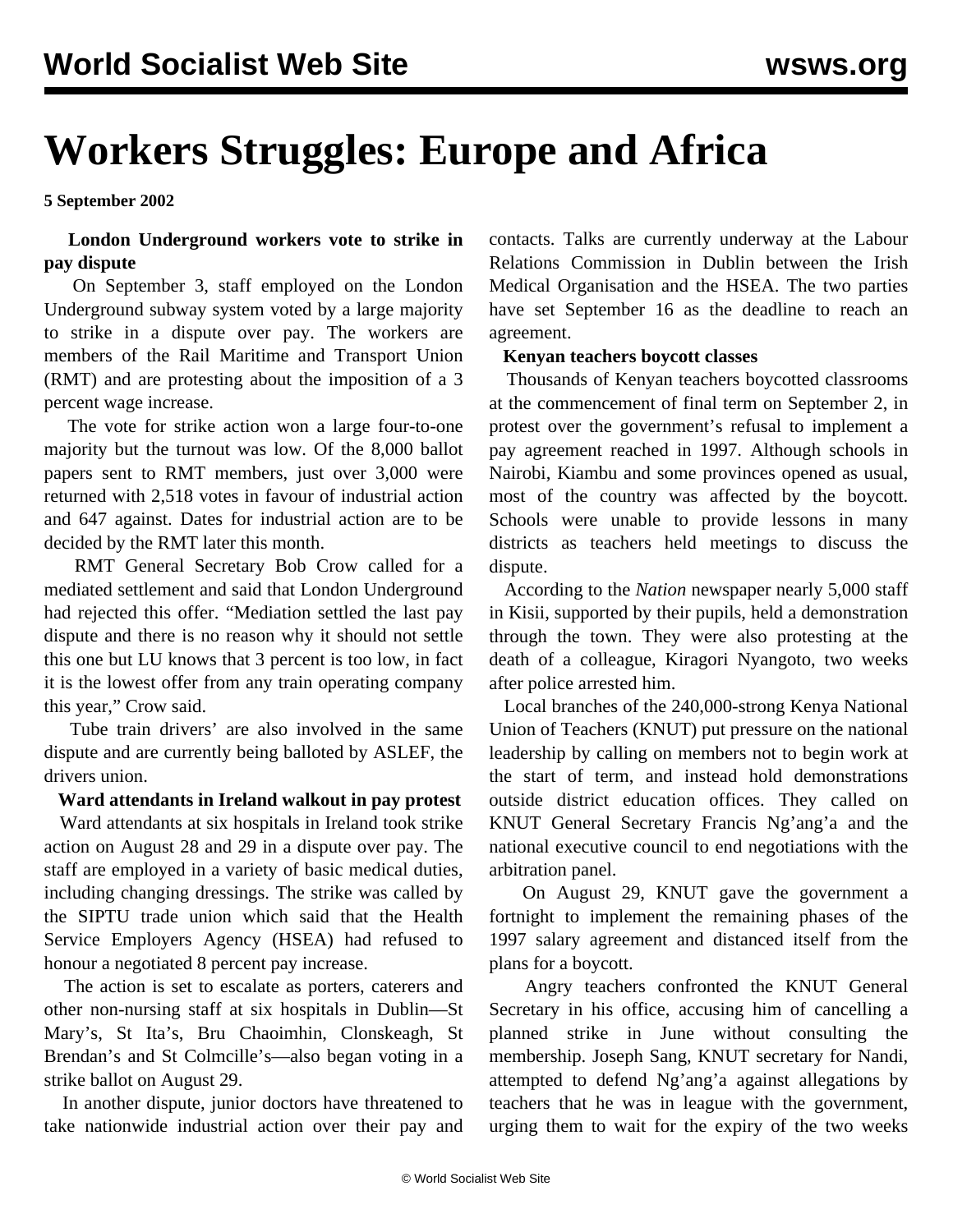# Workers Struggles: Europe and Africa

**5 September 2002**

**London Underground workers vote to strike in pay dispute**

On September 3, staff employed on the London Underground subway system voted by a large majority to strike in a dispute over pay. The workers are members of the Rail Maritime and Transport Union (RMT) and are protesting about the imposition of a 3 percent wage increase.

The vote for strike action won a large four-to-one majority but the turnout was low. Of the 8,000 ballot papers sent to RMT members, just over 3,000 were returned with 2,518 votes in favour of industrial action and 647 against. Dates for industrial action are to be decided by the RMT later this month.

RMT General Secretary Bob Crow called for a mediated settlement and said that London Underground had rejected this offer. "Mediation settled the last pay dispute and there is no reason why it should not settle this one but LU knows that 3 percent is too low, in fact it is the lowest offer from any train operating company this year," Crow said.

Tube train drivers' are also involved in the same dispute and are currently being balloted by ASLEF, the drivers union.

**Ward attendants in Ireland walkout in pay protest**

Ward attendants at six hospitals in Ireland took strike action on August 28 and 29 in a dispute over pay. The staff are employed in a variety of basic medical duties, including changing dressings. The strike was called by the SIPTU trade union which said that the Health Service Employers Agency (HSEA) had refused to honour a negotiated 8 percent pay increase.

The action is set to escalate as porters, caterers and other non-nursing staff at six hospitals in Dublin—St Mary's, St Ita's, Bru Chaoimhin, Clonskeagh, St Brendan's and St Colmcille's—also began voting in a strike ballot on August 29.

In another dispute, junior doctors have threatened to take nationwide industrial action over their pay and contacts. Talks are currently underway at the Labour Relations Commission in Dublin between the Irish Medical Organisation and the HSEA. The two parties have set September 16 as the deadline to reach an agreement.

**Kenyan teachers boycott classes**

Thousands of Kenyan teachers boycotted classrooms at the commencement of final term on September 2, in protest over the government's refusal to implement a pay agreement reached in 1997. Although schools in Nairobi, Kiambu and some provinces opened as usual, most of the country was affected by the boycott. Schools were unable to provide lessons in many districts as teachers held meetings to discuss the dispute.

According to the *Nation* newspaper nearly 5,000 staff in Kisii, supported by their pupils, held a demonstration through the town. They were also protesting at the death of a colleague, Kiragori Nyangoto, two weeks after police arrested him.

Local branches of the 240,000-strong Kenya National Union of Teachers (KNUT) put pressure on the national leadership by calling on members not to begin work at the start of term, and instead hold demonstrations outside district education offices. They called on KNUT General Secretary Francis Ng'ang'a and the national executive council to end negotiations with the arbitration panel.

On August 29, KNUT gave the government a fortnight to implement the remaining phases of the 1997 salary agreement and distanced itself from the plans for a boycott.

Angry teachers confronted the KNUT General Secretary in his office, accusing him of cancelling a planned strike in June without consulting the membership. Joseph Sang, KNUT secretary for Nandi, attempted to defend Ng'ang'a against allegations by teachers that he was in league with the government, urging them to wait for the expiry of the two weeks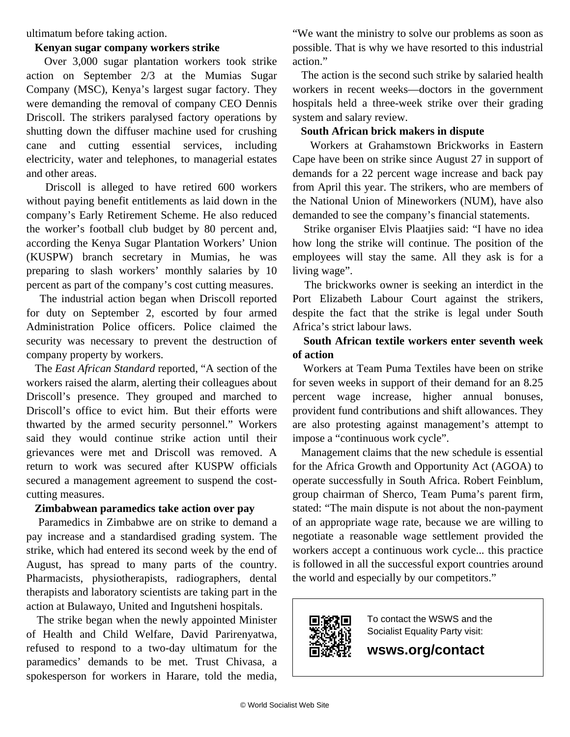ultimatum before taking action.

**Kenyan sugar company workers strike**

Over 3,000 sugar plantation workers took strike action on September 2/3 at the Mumias Sugar Company (MSC), Kenya's largest sugar factory. They were demanding the removal of company CEO Dennis Driscoll. The strikers paralysed factory operations by shutting down the diffuser machine used for crushing cane and cutting essential services, including electricity, water and telephones, to managerial estates and other areas.

Driscoll is alleged to have retired 600 workers without paying benefit entitlements as laid down in the company's Early Retirement Scheme. He also reduced the worker's football club budget by 80 percent and, according the Kenya Sugar Plantation Workers' Union (KUSPW) branch secretary in Mumias, he was preparing to slash workers' monthly salaries by 10 percent as part of the company's cost cutting measures.

The industrial action began when Driscoll reported for duty on September 2, escorted by four armed Administration Police officers. Police claimed the security was necessary to prevent the destruction of company property by workers.

The *East African Standard* reported, "A section of the workers raised the alarm, alerting their colleagues about Driscoll's presence. They grouped and marched to Driscoll's office to evict him. But their efforts were thwarted by the armed security personnel." Workers said they would continue strike action until their grievances were met and Driscoll was removed. A return to work was secured after KUSPW officials secured a management agreement to suspend the cost-cutting measures.

**Zimbabwean paramedics take action over pay**

Paramedics in Zimbabwe are on strike to demand a pay increase and a standardised grading system. The strike, which had entered its second week by the end of August, has spread to many parts of the country. Pharmacists, physiotherapists, radiographers, dental therapists and laboratory scientists are taking part in the action at Bulawayo, United and Ingutsheni hospitals.

The strike began when the newly appointed Minister of Health and Child Welfare, David Parirenyatwa, refused to respond to a two-day ultimatum for the paramedics' demands to be met. Trust Chivasa, a spokesperson for workers in Harare, told the media, "We want the ministry to solve our problems as soon as possible. That is why we have resorted to this industrial action."

The action is the second such strike by salaried health workers in recent weeks—doctors in the government hospitals held a three-week strike over their grading system and salary review.

**South African brick makers in dispute**

Workers at Grahamstown Brickworks in Eastern Cape have been on strike since August 27 in support of demands for a 22 percent wage increase and back pay from April this year. The strikers, who are members of the National Union of Mineworkers (NUM), have also demanded to see the company's financial statements.

Strike organiser Elvis Plaatjies said: "I have no idea how long the strike will continue. The position of the employees will stay the same. All they ask is for a living wage".

The brickworks owner is seeking an interdict in the Port Elizabeth Labour Court against the strikers, despite the fact that the strike is legal under South Africa's strict labour laws.

**South African textile workers enter seventh week of action**

Workers at Team Puma Textiles have been on strike for seven weeks in support of their demand for an 8.25 percent wage increase, higher annual bonuses, provident fund contributions and shift allowances. They are also protesting against management's attempt to impose a "continuous work cycle".

Management claims that the new schedule is essential for the Africa Growth and Opportunity Act (AGOA) to operate successfully in South Africa. Robert Feinblum, group chairman of Sherco, Team Puma's parent firm, stated: "The main dispute is not about the non-payment of an appropriate wage rate, because we are willing to negotiate a reasonable wage settlement provided the workers accept a continuous work cycle... this practice is followed in all the successful export countries around the world and especially by our competitors."

To contact the WSWS and the Socialist Equality Party visit:

**wsws.org/contact**